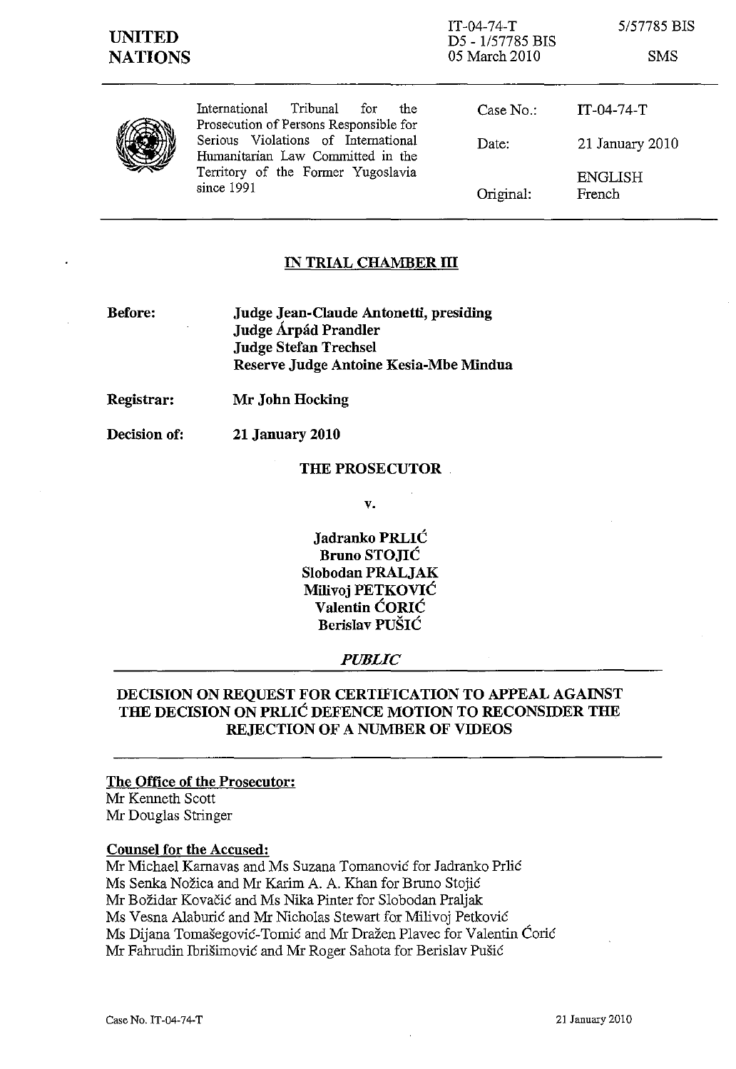**UNITED NATIONS**

IT-04-74-T
D5 - 1/57785 BIS
05 March 2010

5/57785 BIS

SMS

International Tribunal for the Prosecution of Persons Responsible for Serious Violations of International Humanitarian Law Committed in the Territory of the Former Yugoslavia since 1991

| | |
|---|---|
| Case No.: | IT-04-74-T |
| Date: | 21 January 2010 |
| Original: | ENGLISH French |

## IN TRIAL CHAMBER III

**Before:** **Judge Jean-Claude Antonetti, presiding**
**Judge Árpád Prandler**
**Judge Stefan Trechsel**
**Reserve Judge Antoine Kesia-Mbe Mindua**

**Registrar:** **Mr John Hocking**

**Decision of:** **21 January 2010**

**THE PROSECUTOR**

**v.**

**Jadranko PRLIĆ**
**Bruno STOJIĆ**
**Slobodan PRALJAK**
**Milivoj PETKOVIĆ**
**Valentin ĆORIĆ**
**Berislav PUŠIĆ**

***PUBLIC***

## DECISION ON REQUEST FOR CERTIFICATION TO APPEAL AGAINST THE DECISION ON PRLIĆ DEFENCE MOTION TO RECONSIDER THE REJECTION OF A NUMBER OF VIDEOS

**The Office of the Prosecutor:**
Mr Kenneth Scott
Mr Douglas Stringer

**Counsel for the Accused:**
Mr Michael Karnavas and Ms Suzana Tomanović for Jadranko Prlić
Ms Senka Nožica and Mr Karim A. A. Khan for Bruno Stojić
Mr Božidar Kovačić and Ms Nika Pinter for Slobodan Praljak
Ms Vesna Alaburić and Mr Nicholas Stewart for Milivoj Petković
Ms Dijana Tomašegović-Tomić and Mr Dražen Plavec for Valentin Ćorić
Mr Fahrudin Ibrišimović and Mr Roger Sahota for Berislav Pušić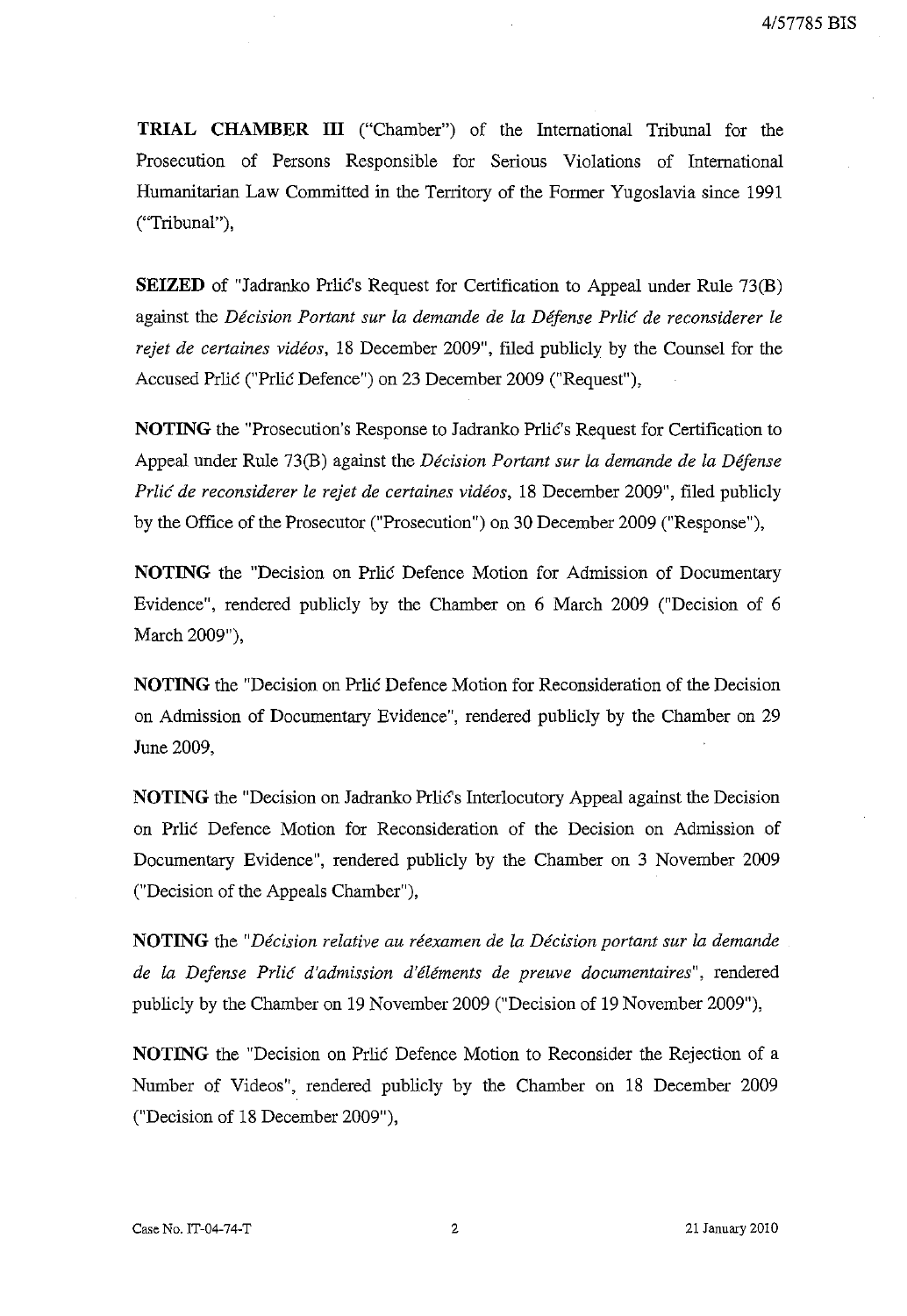**TRIAL CHAMBER III** ("Chamber") of the International Tribunal for the Prosecution of Persons Responsible for Serious Violations of International Humanitarian Law Committed in the Territory of the Former Yugoslavia since 1991 ("Tribunal"),

**SEIZED** of "Jadranko Prlić's Request for Certification to Appeal under Rule 73(B) against the *Décision Portant sur la demande de la Défense Prlić de reconsiderer le rejet de certaines vidéos*, 18 December 2009", filed publicly by the Counsel for the Accused Prlić ("Prlić Defence") on 23 December 2009 ("Request"),

**NOTING** the "Prosecution's Response to Jadranko Prlić's Request for Certification to Appeal under Rule 73(B) against the *Décision Portant sur la demande de la Défense Prlić de reconsiderer le rejet de certaines vidéos*, 18 December 2009", filed publicly by the Office of the Prosecutor ("Prosecution") on 30 December 2009 ("Response"),

**NOTING** the "Decision on Prlić Defence Motion for Admission of Documentary Evidence", rendered publicly by the Chamber on 6 March 2009 ("Decision of 6 March 2009"),

**NOTING** the "Decision on Prlić Defence Motion for Reconsideration of the Decision on Admission of Documentary Evidence", rendered publicly by the Chamber on 29 June 2009,

**NOTING** the "Decision on Jadranko Prlić's Interlocutory Appeal against the Decision on Prlić Defence Motion for Reconsideration of the Decision on Admission of Documentary Evidence", rendered publicly by the Chamber on 3 November 2009 ("Decision of the Appeals Chamber"),

**NOTING** the "*Décision relative au réexamen de la Décision portant sur la demande de la Defense Prlić d'admission d'éléments de preuve documentaires*", rendered publicly by the Chamber on 19 November 2009 ("Decision of 19 November 2009"),

**NOTING** the "Decision on Prlić Defence Motion to Reconsider the Rejection of a Number of Videos", rendered publicly by the Chamber on 18 December 2009 ("Decision of 18 December 2009"),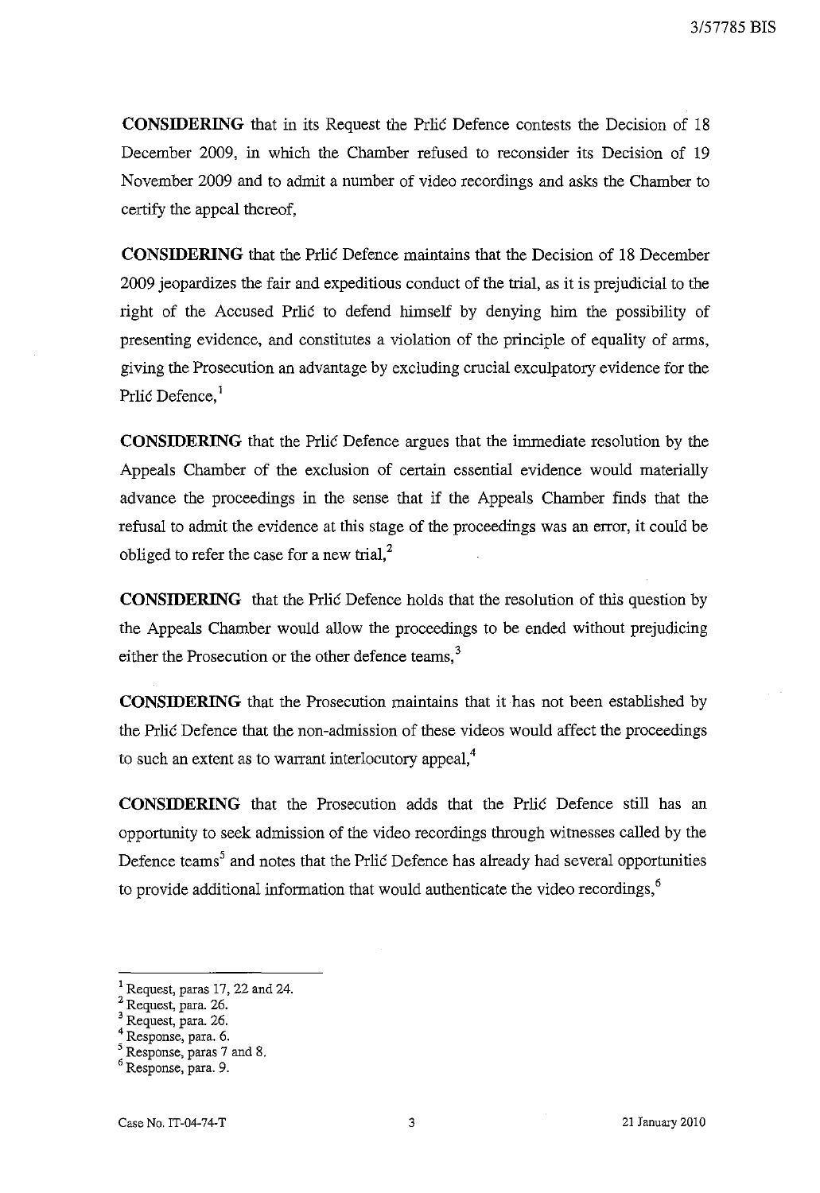**CONSIDERING** that in its Request the Prlić Defence contests the Decision of 18 December 2009, in which the Chamber refused to reconsider its Decision of 19 November 2009 and to admit a number of video recordings and asks the Chamber to certify the appeal thereof,

**CONSIDERING** that the Prlić Defence maintains that the Decision of 18 December 2009 jeopardizes the fair and expeditious conduct of the trial, as it is prejudicial to the right of the Accused Prlić to defend himself by denying him the possibility of presenting evidence, and constitutes a violation of the principle of equality of arms, giving the Prosecution an advantage by excluding crucial exculpatory evidence for the Prlić Defence,[1]

**CONSIDERING** that the Prlić Defence argues that the immediate resolution by the Appeals Chamber of the exclusion of certain essential evidence would materially advance the proceedings in the sense that if the Appeals Chamber finds that the refusal to admit the evidence at this stage of the proceedings was an error, it could be obliged to refer the case for a new trial,[2]

**CONSIDERING** that the Prlić Defence holds that the resolution of this question by the Appeals Chamber would allow the proceedings to be ended without prejudicing either the Prosecution or the other defence teams,[3]

**CONSIDERING** that the Prosecution maintains that it has not been established by the Prlić Defence that the non-admission of these videos would affect the proceedings to such an extent as to warrant interlocutory appeal,[4]

**CONSIDERING** that the Prosecution adds that the Prlić Defence still has an opportunity to seek admission of the video recordings through witnesses called by the Defence teams[5] and notes that the Prlić Defence has already had several opportunities to provide additional information that would authenticate the video recordings,[6]

---

[1] Request, paras 17, 22 and 24.
[2] Request, para. 26.
[3] Request, para. 26.
[4] Response, para. 6.
[5] Response, paras 7 and 8.
[6] Response, para. 9.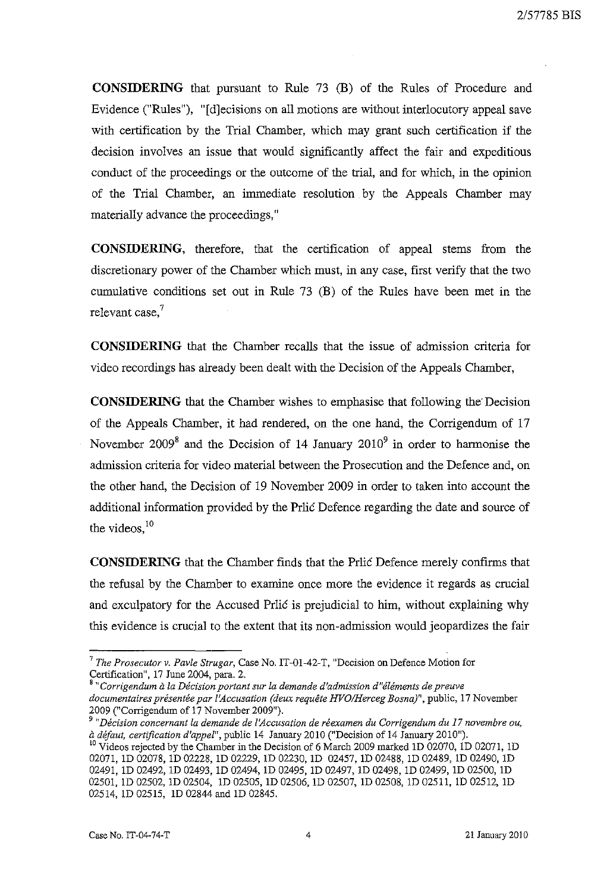**CONSIDERING** that pursuant to Rule 73 (B) of the Rules of Procedure and Evidence ("Rules"), "[d]ecisions on all motions are without interlocutory appeal save with certification by the Trial Chamber, which may grant such certification if the decision involves an issue that would significantly affect the fair and expeditious conduct of the proceedings or the outcome of the trial, and for which, in the opinion of the Trial Chamber, an immediate resolution by the Appeals Chamber may materially advance the proceedings,"

**CONSIDERING**, therefore, that the certification of appeal stems from the discretionary power of the Chamber which must, in any case, first verify that the two cumulative conditions set out in Rule 73 (B) of the Rules have been met in the relevant case,[7]

**CONSIDERING** that the Chamber recalls that the issue of admission criteria for video recordings has already been dealt with the Decision of the Appeals Chamber,

**CONSIDERING** that the Chamber wishes to emphasise that following the Decision of the Appeals Chamber, it had rendered, on the one hand, the Corrigendum of 17 November 2009[8] and the Decision of 14 January 2010[9] in order to harmonise the admission criteria for video material between the Prosecution and the Defence and, on the other hand, the Decision of 19 November 2009 in order to taken into account the additional information provided by the Prlić Defence regarding the date and source of the videos,[10]

**CONSIDERING** that the Chamber finds that the Prlić Defence merely confirms that the refusal by the Chamber to examine once more the evidence it regards as crucial and exculpatory for the Accused Prlić is prejudicial to him, without explaining why this evidence is crucial to the extent that its non-admission would jeopardizes the fair

---

[7] *The Prosecutor v. Pavle Strugar*, Case No. IT-01-42-T, "Decision on Defence Motion for Certification", 17 June 2004, para. 2.

[8] "*Corrigendum à la Décision portant sur la demande d'admission d'"éléments de preuve documentaires présentée par l'Accusation (deux requête HVO/Herceg Bosna)*", public, 17 November 2009 ("Corrigendum of 17 November 2009").

[9] "*Décision concernant la demande de l'Accusation de réexamen du Corrigendum du 17 novembre ou, à défaut, certification d'appel*", public 14 January 2010 ("Decision of 14 January 2010").

[10] Videos rejected by the Chamber in the Decision of 6 March 2009 marked 1D 02070, 1D 02071, 1D 02071, 1D 02078, 1D 02228, 1D 02229, 1D 02230, 1D 02457, 1D 02488, 1D 02489, 1D 02490, 1D 02491, 1D 02492, 1D 02493, 1D 02494, 1D 02495, 1D 02497, 1D 02498, 1D 02499, 1D 02500, 1D 02501, 1D 02502, 1D 02504, 1D 02505, 1D 02506, 1D 02507, 1D 02508, 1D 02511, 1D 02512, 1D 02514, 1D 02515, 1D 02844 and 1D 02845.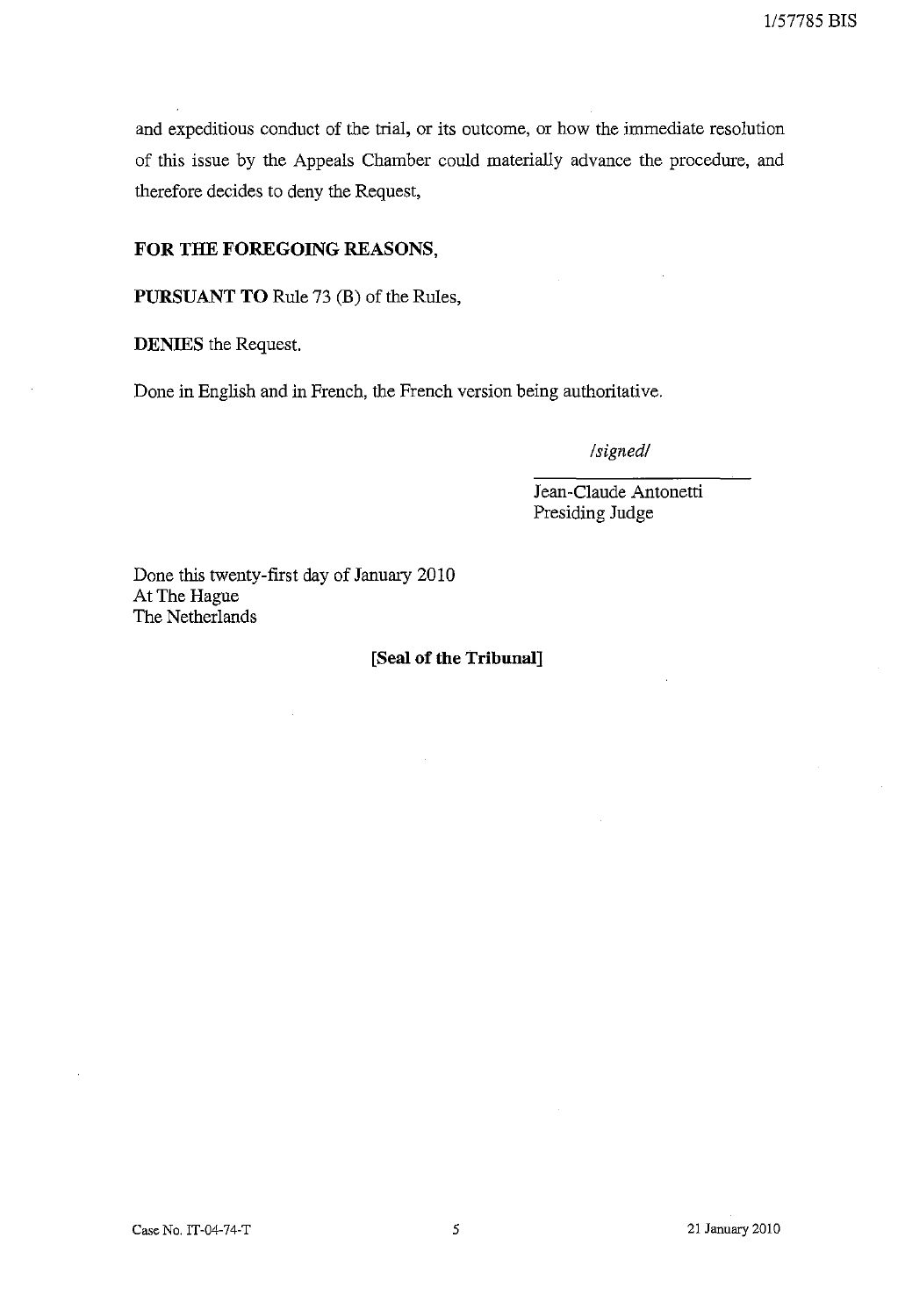and expeditious conduct of the trial, or its outcome, or how the immediate resolution of this issue by the Appeals Chamber could materially advance the procedure, and therefore decides to deny the Request,

**FOR THE FOREGOING REASONS,**

**PURSUANT TO** Rule 73 (B) of the Rules,

**DENIES** the Request.

Done in English and in French, the French version being authoritative.

*/signed/*

Jean-Claude Antonetti
Presiding Judge

Done this twenty-first day of January 2010
At The Hague
The Netherlands

**[Seal of the Tribunal]**